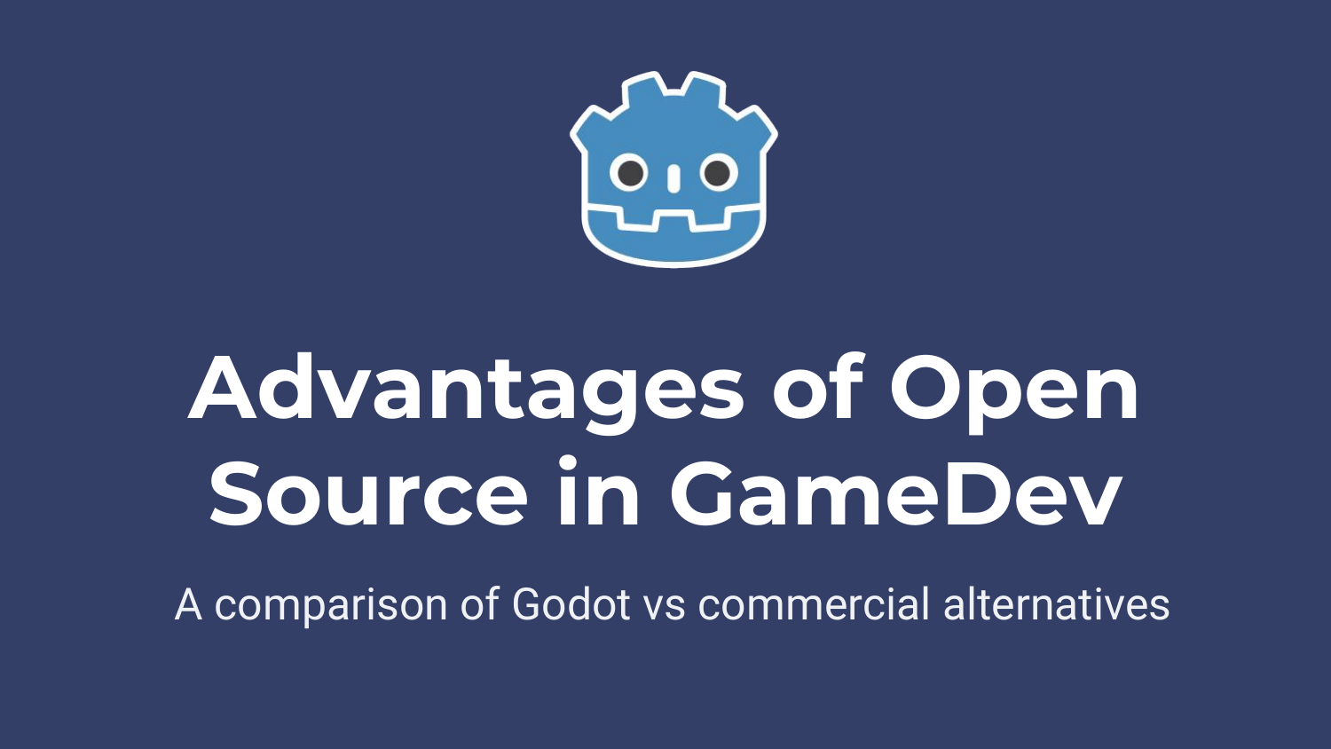# Advantages of Open Source in GameDev

A comparison of Godot vs commercial alternatives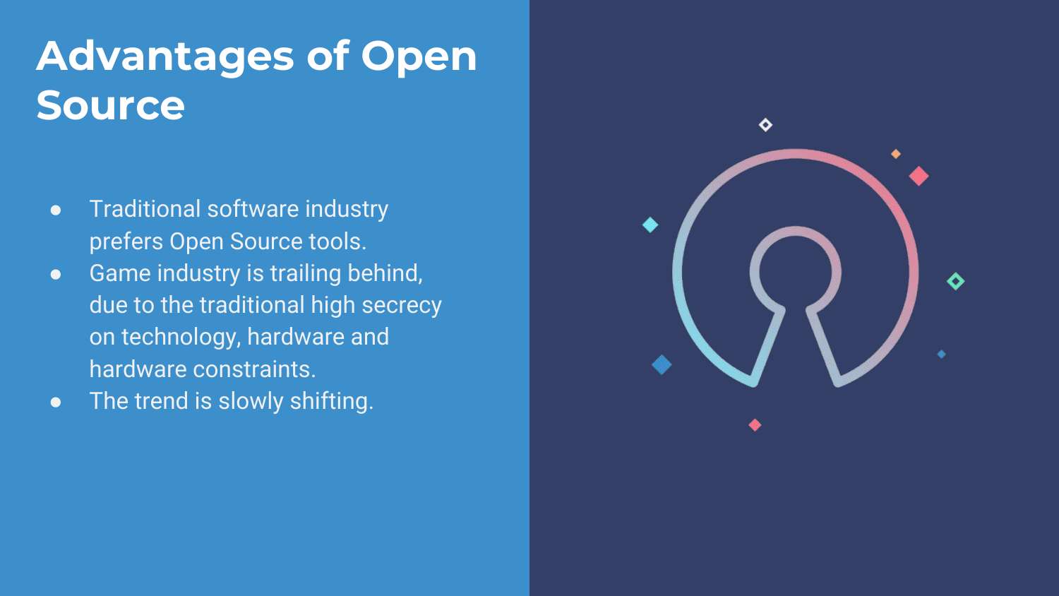# Advantages of Open Source

- Traditional software industry prefers Open Source tools.
- Game industry is trailing behind, due to the traditional high secrecy on technology, hardware and hardware constraints.
- The trend is slowly shifting.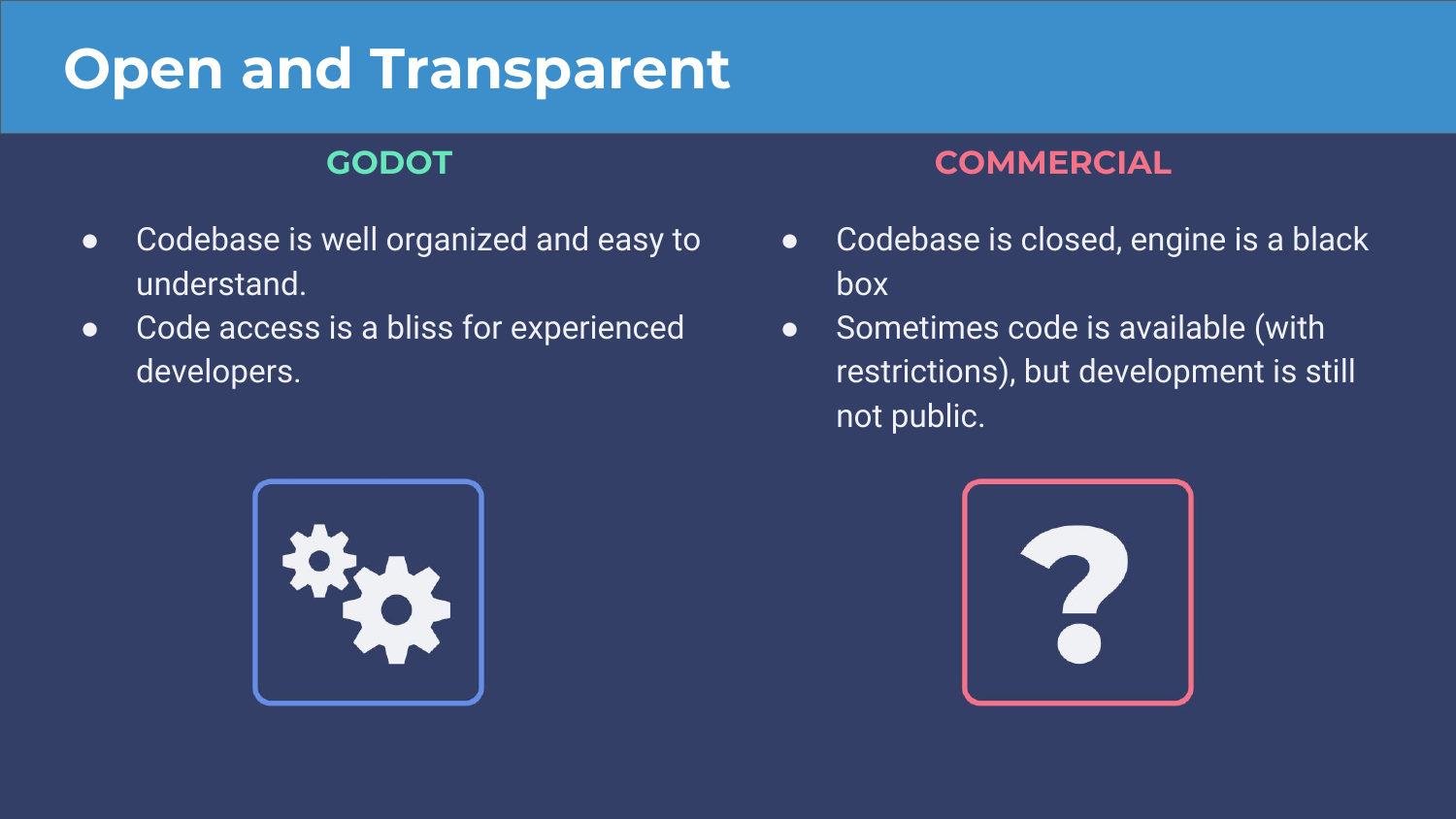# Open and Transparent

## GODOT

- Codebase is well organized and easy to understand.
- Code access is a bliss for experienced developers.

## COMMERCIAL

- Codebase is closed, engine is a black box
- Sometimes code is available (with restrictions), but development is still not public.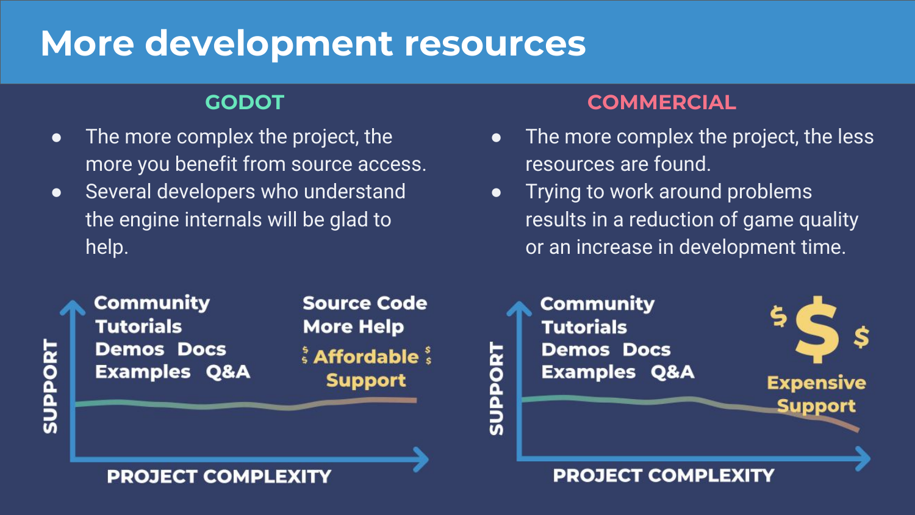# More development resources

## GODOT

- The more complex the project, the more you benefit from source access.
- Several developers who understand the engine internals will be glad to help.

SUPPORT

Community
Tutorials
Demos Docs
Examples Q&A

Source Code
More Help
Affordable
Support

PROJECT COMPLEXITY

## COMMERCIAL

- The more complex the project, the less resources are found.
- Trying to work around problems results in a reduction of game quality or an increase in development time.

SUPPORT

Community
Tutorials
Demos Docs
Examples Q&A

$ $ $

Expensive
Support

PROJECT COMPLEXITY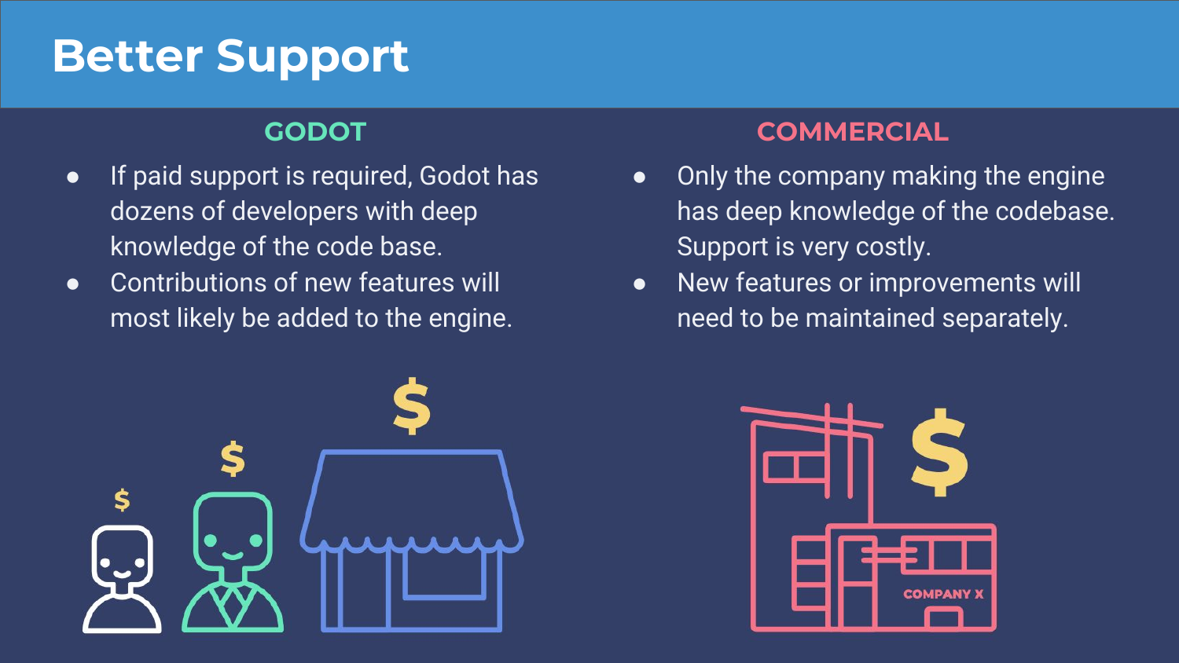# Better Support

## GODOT

- If paid support is required, Godot has dozens of developers with deep knowledge of the code base.
- Contributions of new features will most likely be added to the engine.

## COMMERCIAL

- Only the company making the engine has deep knowledge of the codebase. Support is very costly.
- New features or improvements will need to be maintained separately.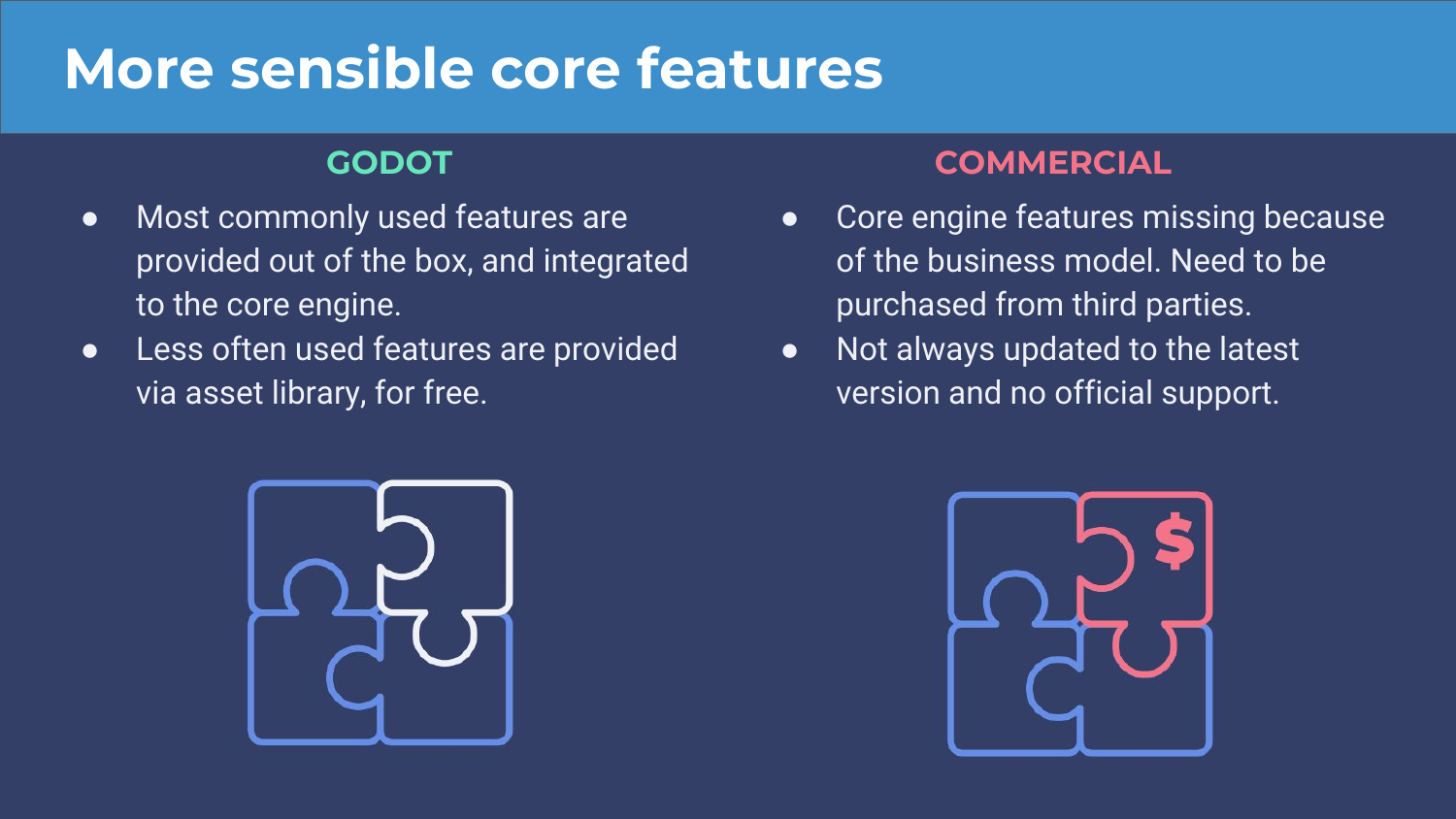# More sensible core features

## GODOT

- Most commonly used features are provided out of the box, and integrated to the core engine.
- Less often used features are provided via asset library, for free.

## COMMERCIAL

- Core engine features missing because of the business model. Need to be purchased from third parties.
- Not always updated to the latest version and no official support.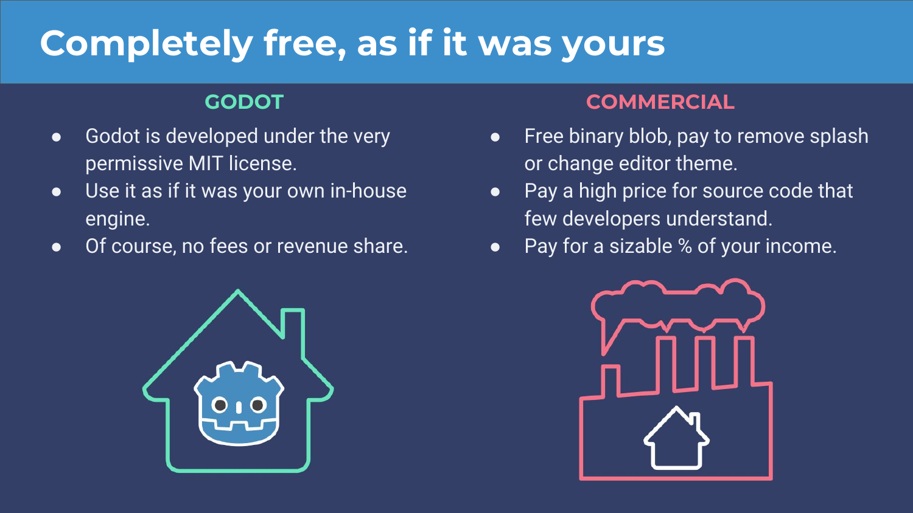# Completely free, as if it was yours

## GODOT

- Godot is developed under the very permissive MIT license.
- Use it as if it was your own in-house engine.
- Of course, no fees or revenue share.

## COMMERCIAL

- Free binary blob, pay to remove splash or change editor theme.
- Pay a high price for source code that few developers understand.
- Pay for a sizable % of your income.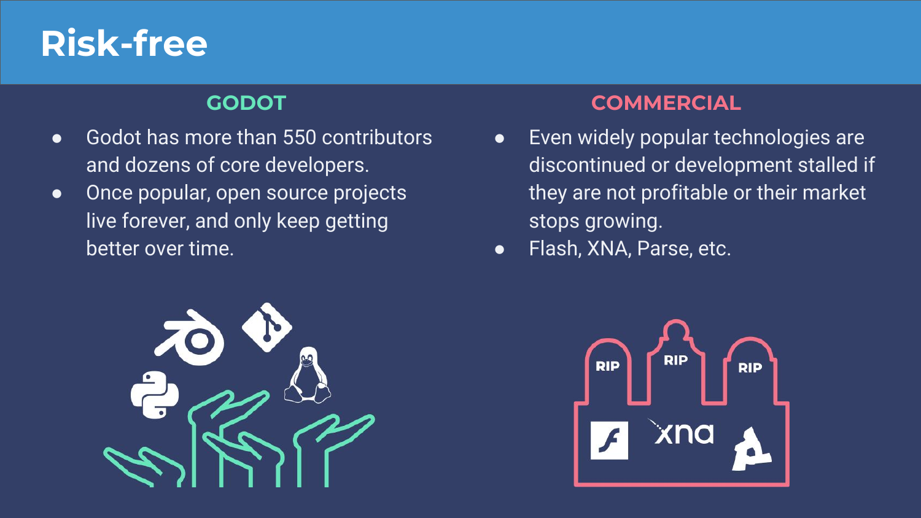# Risk-free

## GODOT

- Godot has more than 550 contributors and dozens of core developers.
- Once popular, open source projects live forever, and only keep getting better over time.

## COMMERCIAL

- Even widely popular technologies are discontinued or development stalled if they are not profitable or their market stops growing.
- Flash, XNA, Parse, etc.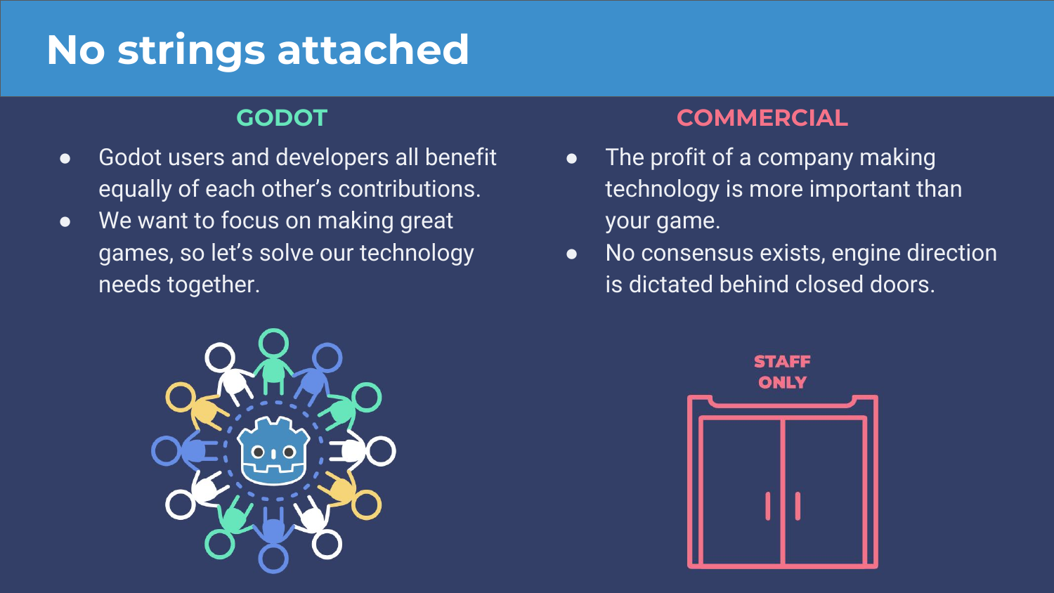# No strings attached

## GODOT

- Godot users and developers all benefit equally of each other's contributions.
- We want to focus on making great games, so let's solve our technology needs together.

## COMMERCIAL

- The profit of a company making technology is more important than your game.
- No consensus exists, engine direction is dictated behind closed doors.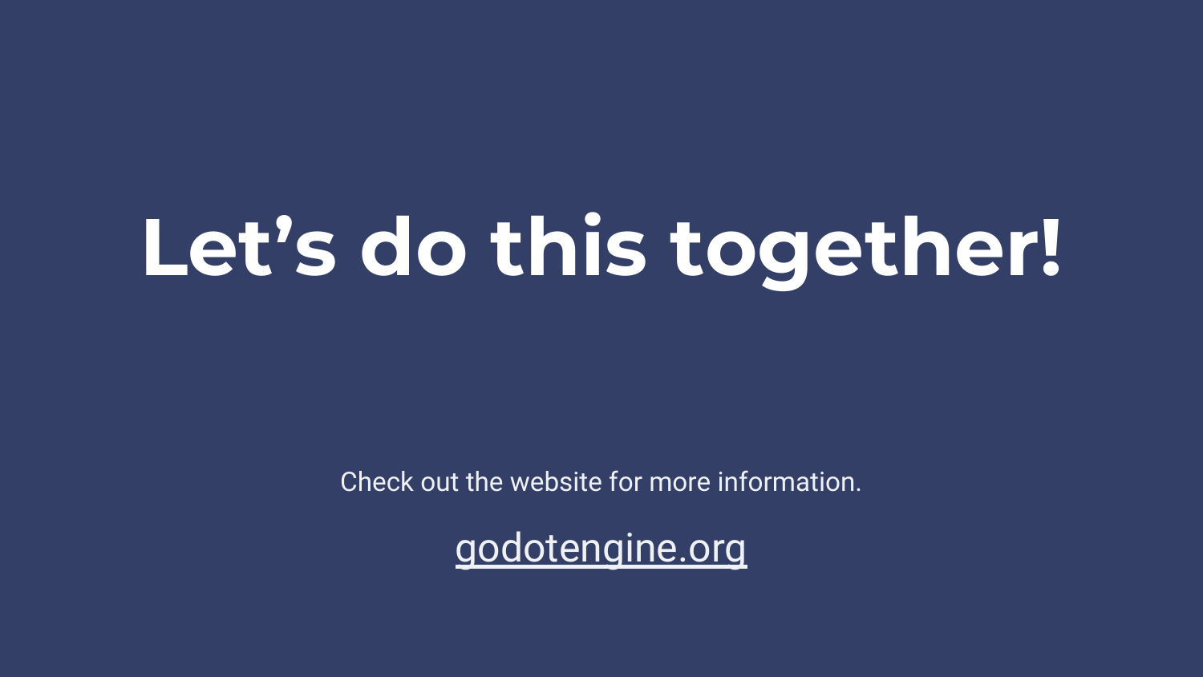# Let’s do this together!

Check out the website for more information.

godotengine.org